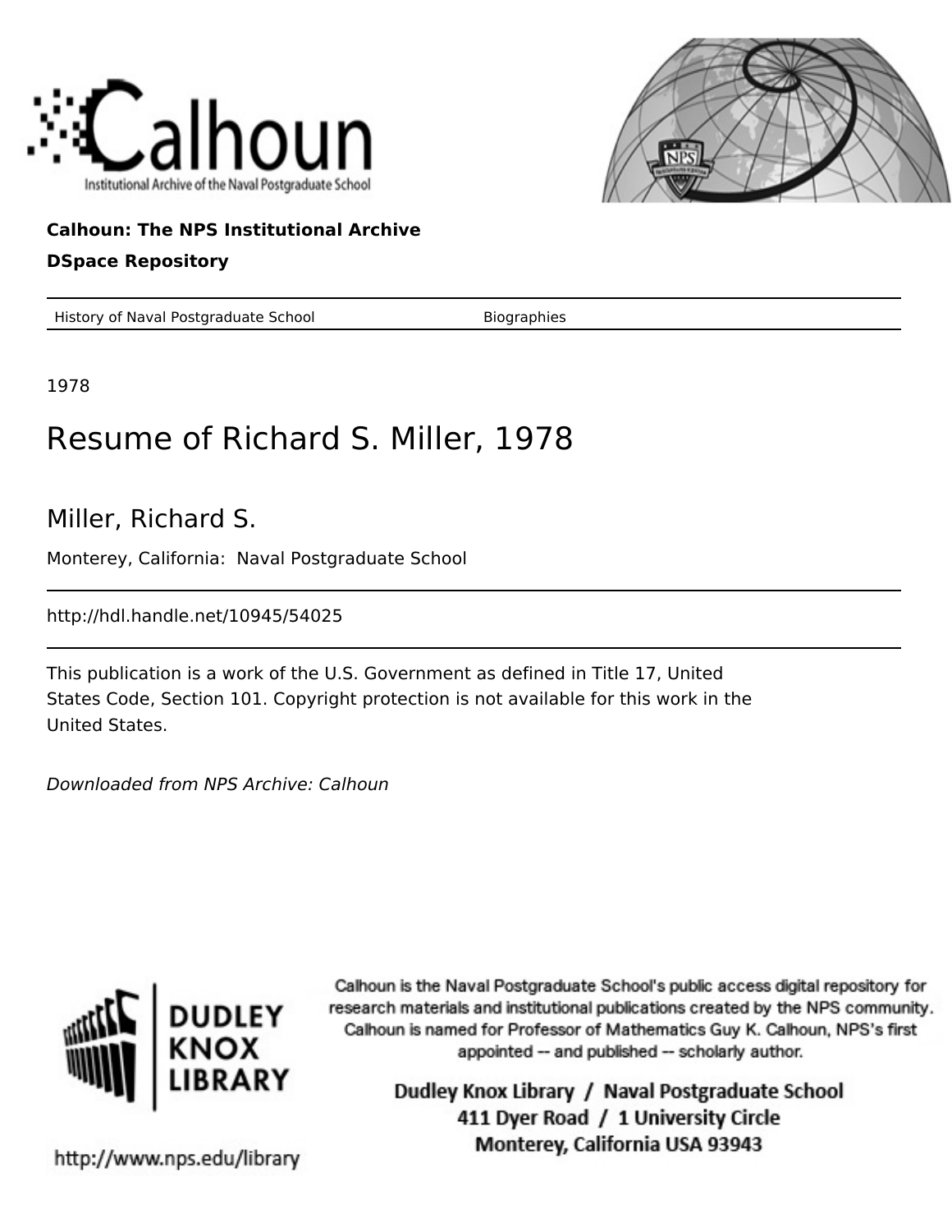Calhoun: The NPS Institutional Archive

DSpace Repository

| History of Naval Postgraduate School | Biographies |
|---|---|

1978

# Resume of Richard S. Miller, 1978

Miller, Richard S.

Monterey, California: Naval Postgraduate School

http://hdl.handle.net/10945/54025

This publication is a work of the U.S. Government as defined in Title 17, United States Code, Section 101. Copyright protection is not available for this work in the United States.

*Downloaded from NPS Archive: Calhoun*

Calhoun is the Naval Postgraduate School's public access digital repository for research materials and institutional publications created by the NPS community. Calhoun is named for Professor of Mathematics Guy K. Calhoun, NPS's first appointed -- and published -- scholarly author.

Dudley Knox Library / Naval Postgraduate School
411 Dyer Road / 1 University Circle
Monterey, California USA 93943

http://www.nps.edu/library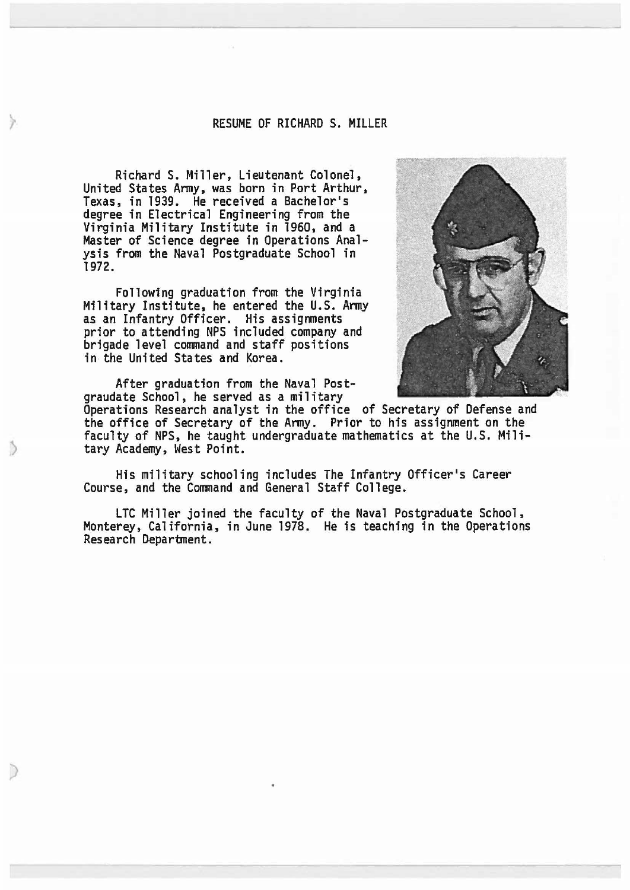# RESUME OF RICHARD S. MILLER

Richard S. Miller, Lieutenant Colonel, United States Army, was born in Port Arthur, Texas, in 1939. He received a Bachelor's degree in Electrical Engineering from the Virginia Military Institute in 1960, and a Master of Science degree in Operations Analysis from the Naval Postgraduate School in 1972.

Following graduation from the Virginia Military Institute, he entered the U.S. Army as an Infantry Officer. His assignments prior to attending NPS included company and brigade level command and staff positions in the United States and Korea.

After graduation from the Naval Postgraudate School, he served as a military Operations Research analyst in the office of Secretary of Defense and the office of Secretary of the Army. Prior to his assignment on the faculty of NPS, he taught undergraduate mathematics at the U.S. Military Academy, West Point.

His military schooling includes The Infantry Officer's Career Course, and the Command and General Staff College.

LTC Miller joined the faculty of the Naval Postgraduate School, Monterey, California, in June 1978. He is teaching in the Operations Research Department.